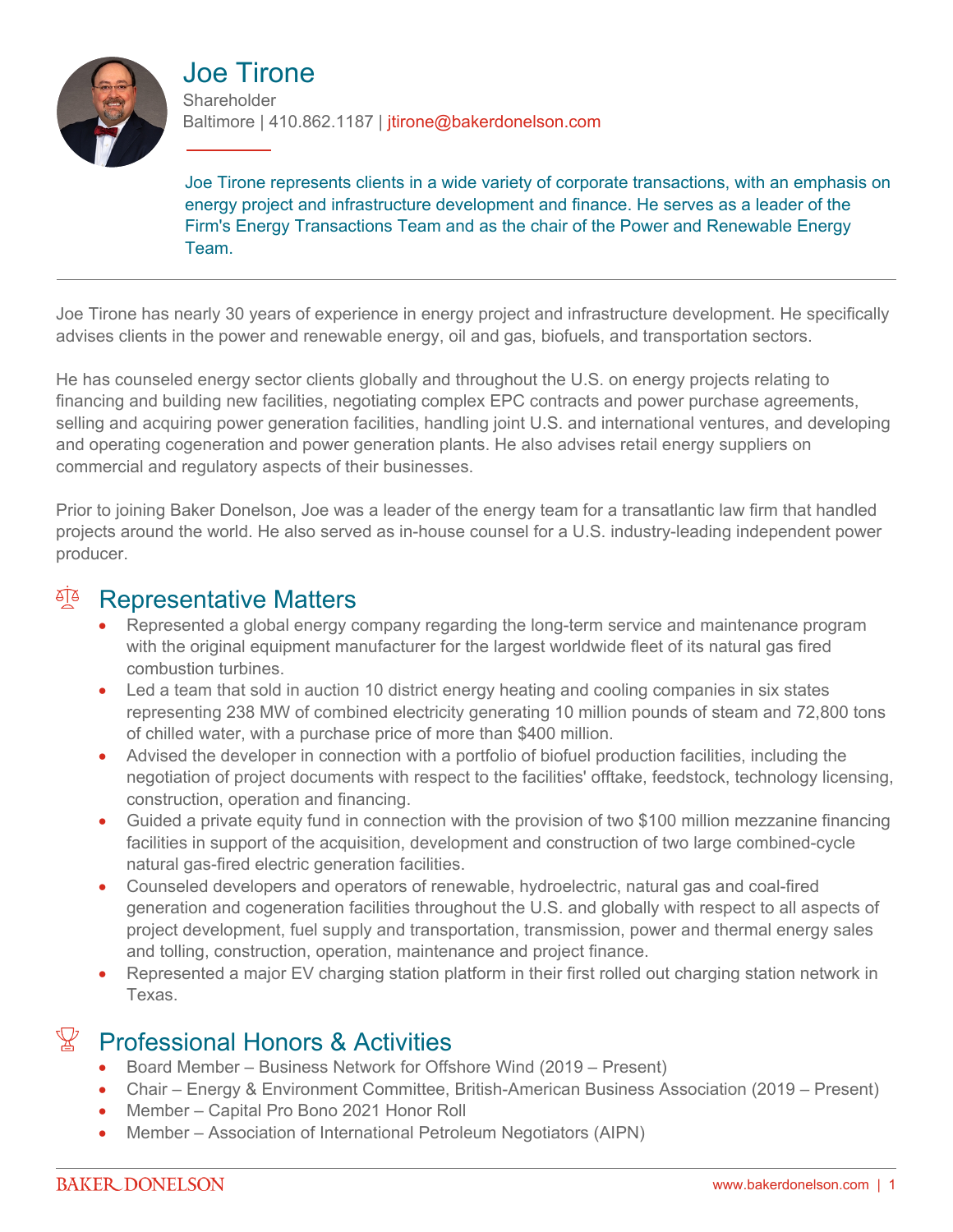# Joe Tirone

Shareholder

Baltimore | 410.862.1187 | jtirone@bakerdonelson.com

Joe Tirone represents clients in a wide variety of corporate transactions, with an emphasis on energy project and infrastructure development and finance. He serves as a leader of the Firm's Energy Transactions Team and as the chair of the Power and Renewable Energy Team.

---

Joe Tirone has nearly 30 years of experience in energy project and infrastructure development. He specifically advises clients in the power and renewable energy, oil and gas, biofuels, and transportation sectors.

He has counseled energy sector clients globally and throughout the U.S. on energy projects relating to financing and building new facilities, negotiating complex EPC contracts and power purchase agreements, selling and acquiring power generation facilities, handling joint U.S. and international ventures, and developing and operating cogeneration and power generation plants. He also advises retail energy suppliers on commercial and regulatory aspects of their businesses.

Prior to joining Baker Donelson, Joe was a leader of the energy team for a transatlantic law firm that handled projects around the world. He also served as in-house counsel for a U.S. industry-leading independent power producer.

## Representative Matters

- Represented a global energy company regarding the long-term service and maintenance program with the original equipment manufacturer for the largest worldwide fleet of its natural gas fired combustion turbines.
- Led a team that sold in auction 10 district energy heating and cooling companies in six states representing 238 MW of combined electricity generating 10 million pounds of steam and 72,800 tons of chilled water, with a purchase price of more than $400 million.
- Advised the developer in connection with a portfolio of biofuel production facilities, including the negotiation of project documents with respect to the facilities' offtake, feedstock, technology licensing, construction, operation and financing.
- Guided a private equity fund in connection with the provision of two $100 million mezzanine financing facilities in support of the acquisition, development and construction of two large combined-cycle natural gas-fired electric generation facilities.
- Counseled developers and operators of renewable, hydroelectric, natural gas and coal-fired generation and cogeneration facilities throughout the U.S. and globally with respect to all aspects of project development, fuel supply and transportation, transmission, power and thermal energy sales and tolling, construction, operation, maintenance and project finance.
- Represented a major EV charging station platform in their first rolled out charging station network in Texas.

## Professional Honors & Activities

- Board Member – Business Network for Offshore Wind (2019 – Present)
- Chair – Energy & Environment Committee, British-American Business Association (2019 – Present)
- Member – Capital Pro Bono 2021 Honor Roll
- Member – Association of International Petroleum Negotiators (AIPN)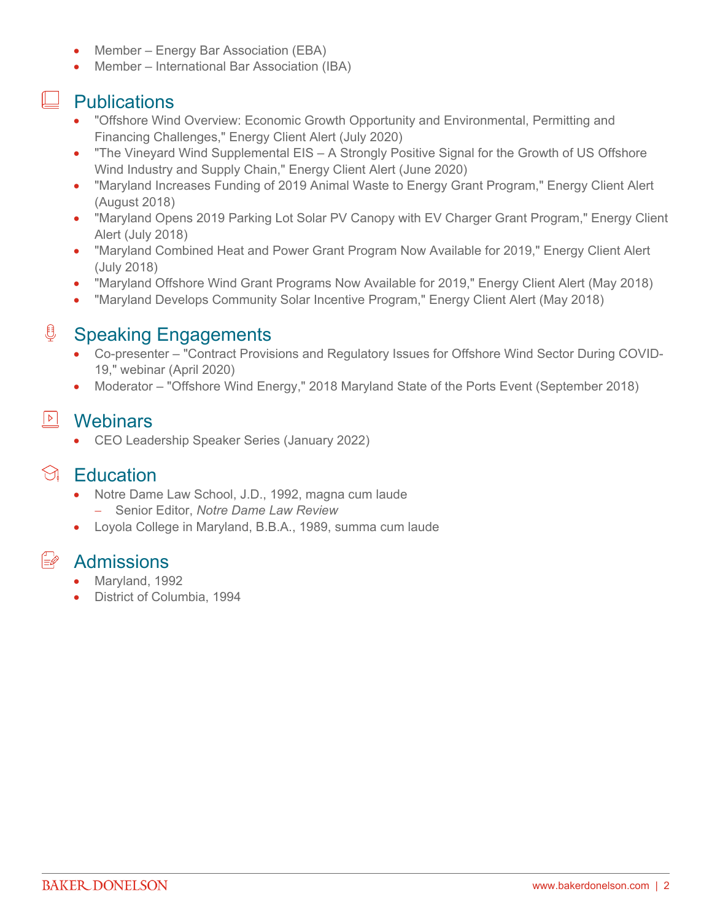- Member – Energy Bar Association (EBA)
- Member – International Bar Association (IBA)

## Publications

- "Offshore Wind Overview: Economic Growth Opportunity and Environmental, Permitting and Financing Challenges," Energy Client Alert (July 2020)
- "The Vineyard Wind Supplemental EIS – A Strongly Positive Signal for the Growth of US Offshore Wind Industry and Supply Chain," Energy Client Alert (June 2020)
- "Maryland Increases Funding of 2019 Animal Waste to Energy Grant Program," Energy Client Alert (August 2018)
- "Maryland Opens 2019 Parking Lot Solar PV Canopy with EV Charger Grant Program," Energy Client Alert (July 2018)
- "Maryland Combined Heat and Power Grant Program Now Available for 2019," Energy Client Alert (July 2018)
- "Maryland Offshore Wind Grant Programs Now Available for 2019," Energy Client Alert (May 2018)
- "Maryland Develops Community Solar Incentive Program," Energy Client Alert (May 2018)

## Speaking Engagements

- Co-presenter – "Contract Provisions and Regulatory Issues for Offshore Wind Sector During COVID-19," webinar (April 2020)
- Moderator – "Offshore Wind Energy," 2018 Maryland State of the Ports Event (September 2018)

## Webinars

- CEO Leadership Speaker Series (January 2022)

## Education

- Notre Dame Law School, J.D., 1992, magna cum laude
  - Senior Editor, *Notre Dame Law Review*
- Loyola College in Maryland, B.B.A., 1989, summa cum laude

## Admissions

- Maryland, 1992
- District of Columbia, 1994